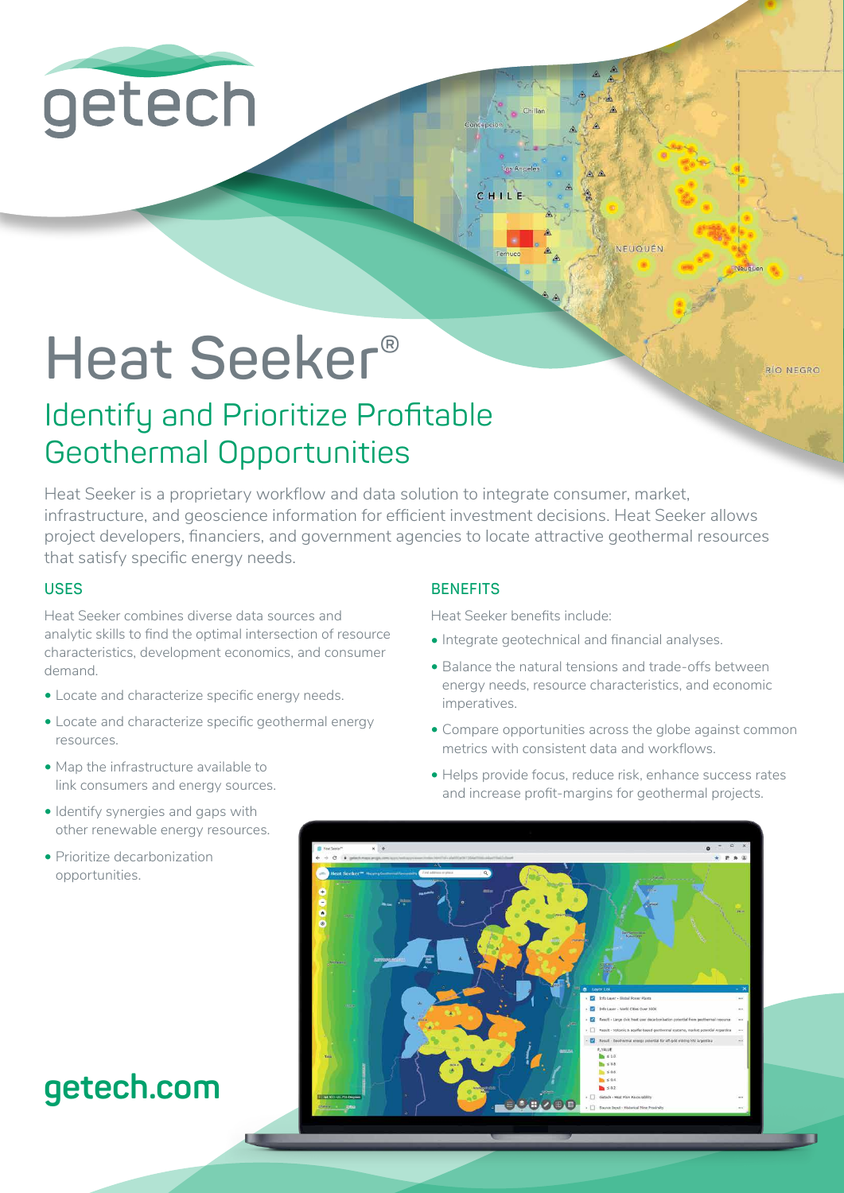getech

# Heat Seeker®

## Identify and Prioritize Profitable Geothermal Opportunities

Heat Seeker is a proprietary workflow and data solution to integrate consumer, market, infrastructure, and geoscience information for efficient investment decisions. Heat Seeker allows project developers, financiers, and government agencies to locate attractive geothermal resources that satisfy specific energy needs.

### USES

Heat Seeker combines diverse data sources and analytic skills to find the optimal intersection of resource characteristics, development economics, and consumer demand.

- Locate and characterize specific energy needs.
- Locate and characterize specific geothermal energy resources.
- Map the infrastructure available to link consumers and energy sources.
- Identify synergies and gaps with other renewable energy resources.
- Prioritize decarbonization opportunities.

### BENEFITS

Heat Seeker benefits include:

- Integrate geotechnical and financial analyses.
- Balance the natural tensions and trade-offs between energy needs, resource characteristics, and economic imperatives.
- Compare opportunities across the globe against common metrics with consistent data and workflows.
- Helps provide focus, reduce risk, enhance success rates and increase profit-margins for geothermal projects.

**getech.com**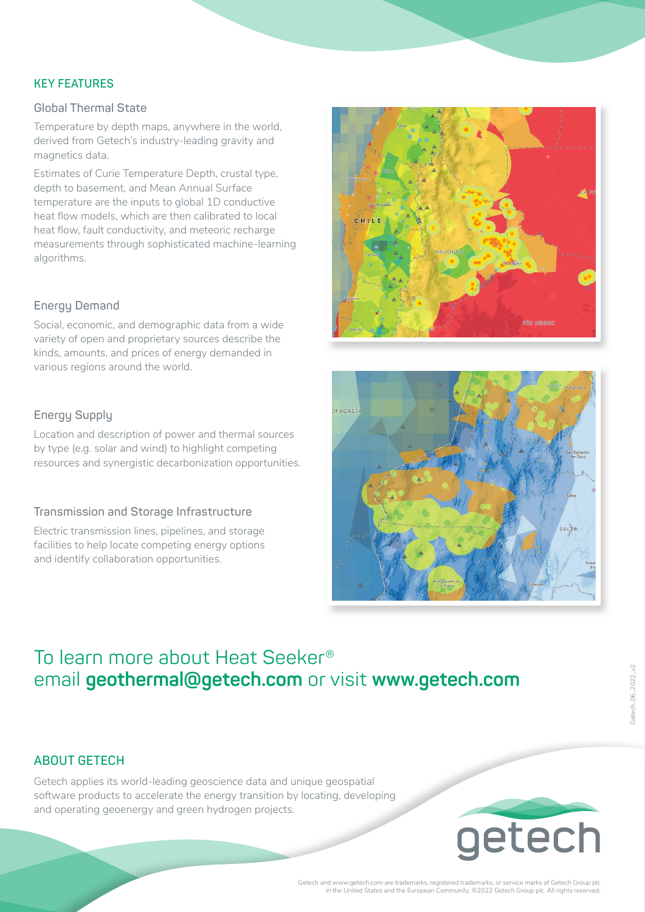## KEY FEATURES

### Global Thermal State

Temperature by depth maps, anywhere in the world, derived from Getech's industry-leading gravity and magnetics data.

Estimates of Curie Temperature Depth, crustal type, depth to basement, and Mean Annual Surface temperature are the inputs to global 1D conductive heat flow models, which are then calibrated to local heat flow, fault conductivity, and meteoric recharge measurements through sophisticated machine-learning algorithms.

### Energy Demand

Social, economic, and demographic data from a wide variety of open and proprietary sources describe the kinds, amounts, and prices of energy demanded in various regions around the world.

### Energy Supply

Location and description of power and thermal sources by type (e.g. solar and wind) to highlight competing resources and synergistic decarbonization opportunities.

### Transmission and Storage Infrastructure

Electric transmission lines, pipelines, and storage facilities to help locate competing energy options and identify collaboration opportunities.

# To learn more about Heat Seeker® email **geothermal@getech.com** or visit **www.getech.com**

Getech_06_2022_v2

## ABOUT GETECH

Getech applies its world-leading geoscience data and unique geospatial software products to accelerate the energy transition by locating, developing and operating geoenergy and green hydrogen projects.

getech

Getech and www.getech.com are trademarks, registered trademarks, or service marks of Getech Group plc in the United States and the European Community. ©2022 Getech Group plc. All rights reserved.